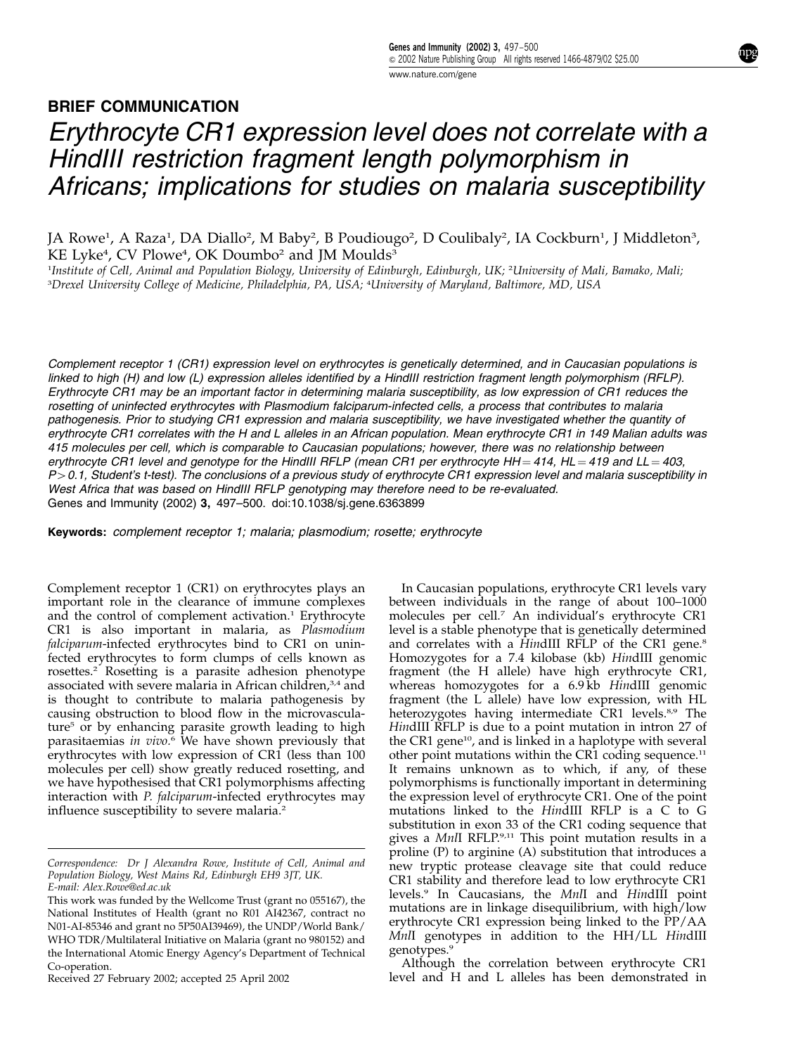## BRIEF COMMUNICATION

# *Erythrocyte CR1 expression level does not correlate with a HindIII restriction fragment length polymorphism in Africans; implications for studies on malaria susceptibility*

JA Rowe[1], A Raza[1], DA Diallo[2], M Baby[2], B Poudiougo[2], D Coulibaly[2], IA Cockburn[1], J Middleton[3], KE Lyke[4], CV Plowe[4], OK Doumbo[2] and JM Moulds[3]

[1]*Institute of Cell, Animal and Population Biology, University of Edinburgh, Edinburgh, UK;* [2]*University of Mali, Bamako, Mali;* [3]*Drexel University College of Medicine, Philadelphia, PA, USA;* [4]*University of Maryland, Baltimore, MD, USA*

*Complement receptor 1 (CR1) expression level on erythrocytes is genetically determined, and in Caucasian populations is linked to high (H) and low (L) expression alleles identified by a HindIII restriction fragment length polymorphism (RFLP). Erythrocyte CR1 may be an important factor in determining malaria susceptibility, as low expression of CR1 reduces the rosetting of uninfected erythrocytes with Plasmodium falciparum-infected cells, a process that contributes to malaria pathogenesis. Prior to studying CR1 expression and malaria susceptibility, we have investigated whether the quantity of erythrocyte CR1 correlates with the H and L alleles in an African population. Mean erythrocyte CR1 in 149 Malian adults was 415 molecules per cell, which is comparable to Caucasian populations; however, there was no relationship between erythrocyte CR1 level and genotype for the HindIII RFLP (mean CR1 per erythrocyte HH = 414, HL = 419 and LL = 403, $P > 0.1$, Student's t-test). The conclusions of a previous study of erythrocyte CR1 expression level and malaria susceptibility in West Africa that was based on HindIII RFLP genotyping may therefore need to be re-evaluated.*

Genes and Immunity (2002) **3,** 497–500. doi:10.1038/sj.gene.6363899

**Keywords:** *complement receptor 1; malaria; plasmodium; rosette; erythrocyte*

Complement receptor 1 (CR1) on erythrocytes plays an important role in the clearance of immune complexes and the control of complement activation.[1] Erythrocyte CR1 is also important in malaria, as *Plasmodium falciparum*-infected erythrocytes bind to CR1 on uninfected erythrocytes to form clumps of cells known as rosettes.[2] Rosetting is a parasite adhesion phenotype associated with severe malaria in African children,[3,4] and is thought to contribute to malaria pathogenesis by causing obstruction to blood flow in the microvasculature[5] or by enhancing parasite growth leading to high parasitaemias *in vivo*.[6] We have shown previously that erythrocytes with low expression of CR1 (less than 100 molecules per cell) show greatly reduced rosetting, and we have hypothesised that CR1 polymorphisms affecting interaction with *P. falciparum*-infected erythrocytes may influence susceptibility to severe malaria.[2]

In Caucasian populations, erythrocyte CR1 levels vary between individuals in the range of about 100–1000 molecules per cell.[7] An individual's erythrocyte CR1 level is a stable phenotype that is genetically determined and correlates with a *Hin*dIII RFLP of the CR1 gene.[8] Homozygotes for a 7.4 kilobase (kb) *Hin*dIII genomic fragment (the H allele) have high erythrocyte CR1, whereas homozygotes for a 6.9 kb *Hin*dIII genomic fragment (the L allele) have low expression, with HL heterozygotes having intermediate CR1 levels.[8,9] The *Hin*dIII RFLP is due to a point mutation in intron 27 of the CR1 gene[10], and is linked in a haplotype with several other point mutations within the CR1 coding sequence.[11] It remains unknown as to which, if any, of these polymorphisms is functionally important in determining the expression level of erythrocyte CR1. One of the point mutations linked to the *Hin*dIII RFLP is a C to G substitution in exon 33 of the CR1 coding sequence that gives a *Mnl*I RFLP.[9,11] This point mutation results in a proline (P) to arginine (A) substitution that introduces a new tryptic protease cleavage site that could reduce CR1 stability and therefore lead to low erythrocyte CR1 levels.[9] In Caucasians, the *Mnl*I and *Hin*dIII point mutations are in linkage disequilibrium, with high/low erythrocyte CR1 expression being linked to the PP/AA *Mnl*I genotypes in addition to the HH/LL *Hin*dIII genotypes.[9]

Although the correlation between erythrocyte CR1 level and H and L alleles has been demonstrated in

---

*Correspondence:* Dr J Alexandra Rowe, Institute of Cell, Animal and Population Biology, West Mains Rd, Edinburgh EH9 3JT, UK. E-mail: Alex.Rowe@ed.ac.uk

This work was funded by the Wellcome Trust (grant no 055167), the National Institutes of Health (grant no R01 AI42367, contract no N01-AI-85346 and grant no 5P50AI39469), the UNDP/World Bank/WHO TDR/Multilateral Initiative on Malaria (grant no 980152) and the International Atomic Energy Agency's Department of Technical Co-operation.

Received 27 February 2002; accepted 25 April 2002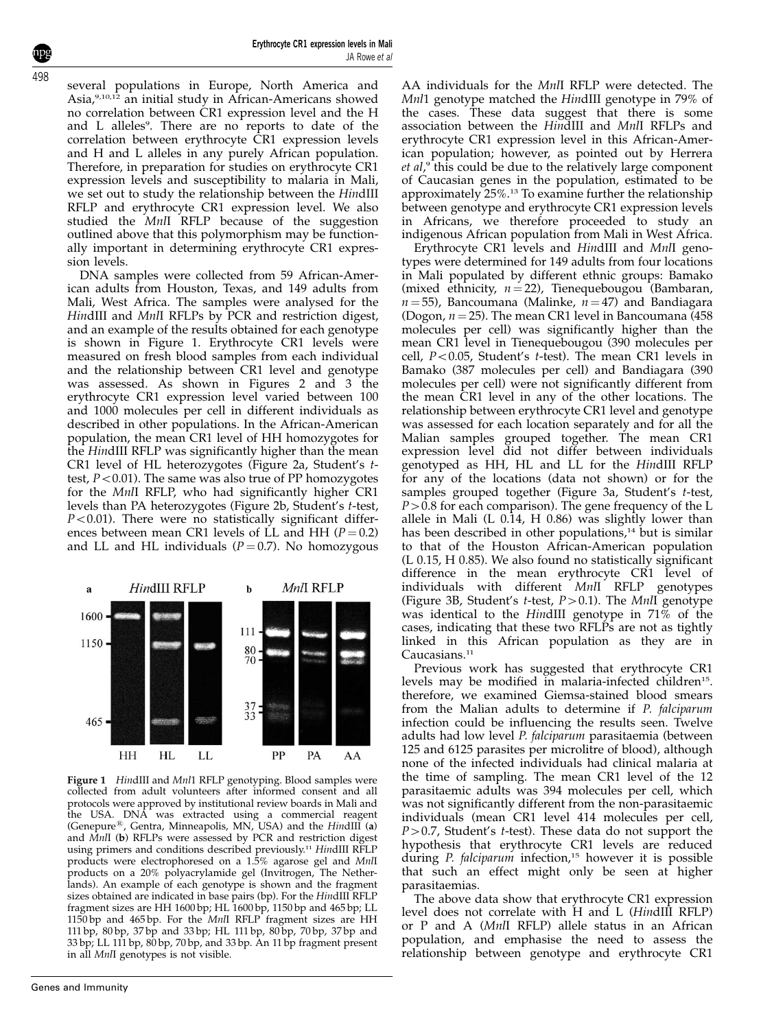several populations in Europe, North America and Asia,[9,10,12] an initial study in African-Americans showed no correlation between CR1 expression level and the H and L alleles[9]. There are no reports to date of the correlation between erythrocyte CR1 expression levels and H and L alleles in any purely African population. Therefore, in preparation for studies on erythrocyte CR1 expression levels and susceptibility to malaria in Mali, we set out to study the relationship between the *Hin*dIII RFLP and erythrocyte CR1 expression level. We also studied the *Mnl*I RFLP because of the suggestion outlined above that this polymorphism may be functionally important in determining erythrocyte CR1 expression levels.

DNA samples were collected from 59 African-American adults from Houston, Texas, and 149 adults from Mali, West Africa. The samples were analysed for the *Hin*dIII and *Mnl*I RFLPs by PCR and restriction digest, and an example of the results obtained for each genotype is shown in Figure 1. Erythrocyte CR1 levels were measured on fresh blood samples from each individual and the relationship between CR1 level and genotype was assessed. As shown in Figures 2 and 3 the erythrocyte CR1 expression level varied between 100 and 1000 molecules per cell in different individuals as described in other populations. In the African-American population, the mean CR1 level of HH homozygotes for the *Hin*dIII RFLP was significantly higher than the mean CR1 level of HL heterozygotes (Figure 2a, Student's *t*-test, $P<0.01$). The same was also true of PP homozygotes for the *Mnl*I RFLP, who had significantly higher CR1 levels than PA heterozygotes (Figure 2b, Student's *t*-test, $P<0.01$). There were no statistically significant differences between mean CR1 levels of LL and HH ($P=0.2$) and LL and HL individuals ($P=0.7$). No homozygous AA individuals for the *Mnl*I RFLP were detected. The *Mnl*1 genotype matched the *Hin*dIII genotype in 79% of the cases. These data suggest that there is some association between the *Hin*dIII and *Mnl*I RFLPs and erythrocyte CR1 expression level in this African-American population; however, as pointed out by Herrera *et al*,[9] this could be due to the relatively large component of Caucasian genes in the population, estimated to be approximately 25%.[13] To examine further the relationship between genotype and erythrocyte CR1 expression levels in Africans, we therefore proceeded to study an indigenous African population from Mali in West Africa.

**Figure 1** *Hin*dIII and *Mnl*1 RFLP genotyping. Blood samples were collected from adult volunteers after informed consent and all protocols were approved by institutional review boards in Mali and the USA. DNA was extracted using a commercial reagent (Genepure®, Gentra, Minneapolis, MN, USA) and the *Hin*dIII (**a**) and *Mnl*I (**b**) RFLPs were assessed by PCR and restriction digest using primers and conditions described previously.[11] *Hin*dIII RFLP products were electrophoresed on a 1.5% agarose gel and *Mnl*I products on a 20% polyacrylamide gel (Invitrogen, The Netherlands). An example of each genotype is shown and the fragment sizes obtained are indicated in base pairs (bp). For the *Hin*dIII RFLP fragment sizes are HH 1600 bp; HL 1600 bp, 1150 bp and 465 bp; LL 1150 bp and 465 bp. For the *Mnl*I RFLP fragment sizes are HH 111 bp, 80 bp, 37 bp and 33 bp; HL 111 bp, 80 bp, 70 bp, 37 bp and 33 bp; LL 111 bp, 80 bp, 70 bp, and 33 bp. An 11 bp fragment present in all *Mnl*I genotypes is not visible.

Erythrocyte CR1 levels and *Hin*dIII and *Mnl*I genotypes were determined for 149 adults from four locations in Mali populated by different ethnic groups: Bamako (mixed ethnicity, $n=22$), Tienequebougou (Bambaran, $n=55$), Bancoumana (Malinke, $n=47$) and Bandiagara (Dogon, $n=25$). The mean CR1 level in Bancoumana (458 molecules per cell) was significantly higher than the mean CR1 level in Tienequebougou (390 molecules per cell, $P<0.05$, Student's *t*-test). The mean CR1 levels in Bamako (387 molecules per cell) and Bandiagara (390 molecules per cell) were not significantly different from the mean CR1 level in any of the other locations. The relationship between erythrocyte CR1 level and genotype was assessed for each location separately and for all the Malian samples grouped together. The mean CR1 expression level did not differ between individuals genotyped as HH, HL and LL for the *Hin*dIII RFLP for any of the locations (data not shown) or for the samples grouped together (Figure 3a, Student's *t*-test, $P>0.8$ for each comparison). The gene frequency of the L allele in Mali (L 0.14, H 0.86) was slightly lower than has been described in other populations,[14] but is similar to that of the Houston African-American population (L 0.15, H 0.85). We also found no statistically significant difference in the mean erythrocyte CR1 level of individuals with different *Mnl*I RFLP genotypes (Figure 3B, Student's *t*-test, $P>0.1$). The *Mnl*I genotype was identical to the *Hin*dIII genotype in 71% of the cases, indicating that these two RFLPs are not as tightly linked in this African population as they are in Caucasians.[11]

Previous work has suggested that erythrocyte CR1 levels may be modified in malaria-infected children[15]. therefore, we examined Giemsa-stained blood smears from the Malian adults to determine if *P. falciparum* infection could be influencing the results seen. Twelve adults had low level *P. falciparum* parasitaemia (between 125 and 6125 parasites per microlitre of blood), although none of the infected individuals had clinical malaria at the time of sampling. The mean CR1 level of the 12 parasitaemic adults was 394 molecules per cell, which was not significantly different from the non-parasitaemic individuals (mean CR1 level 414 molecules per cell, $P>0.7$, Student's *t*-test). These data do not support the hypothesis that erythrocyte CR1 levels are reduced during *P. falciparum* infection,[15] however it is possible that such an effect might only be seen at higher parasitaemias.

The above data show that erythrocyte CR1 expression level does not correlate with H and L (*Hin*dIII RFLP) or P and A (*Mnl*I RFLP) allele status in an African population, and emphasise the need to assess the relationship between genotype and erythrocyte CR1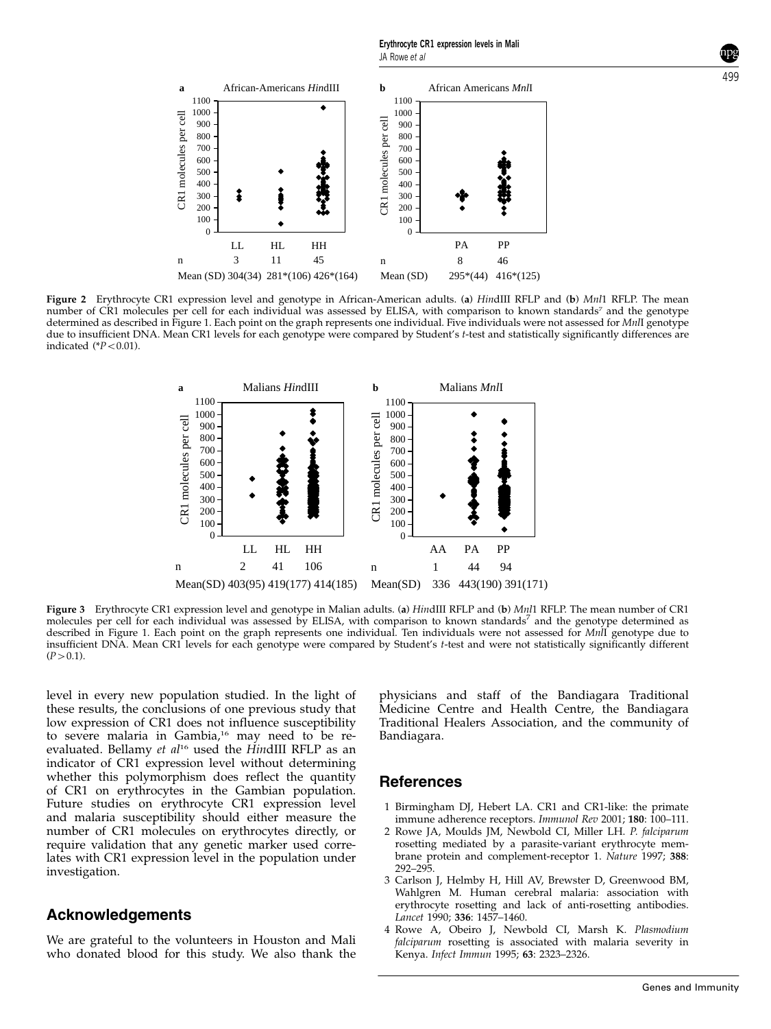Figure 2 Erythrocyte CR1 expression level and genotype in African-American adults. (**a**) *Hin*dIII RFLP and (**b**) *Mnl*1 RFLP. The mean number of CR1 molecules per cell for each individual was assessed by ELISA, with comparison to known standards[7] and the genotype determined as described in Figure 1. Each point on the graph represents one individual. Five individuals were not assessed for *Mnl*I genotype due to insufficient DNA. Mean CR1 levels for each genotype were compared by Student's *t*-test and statistically significantly differences are indicated (*$P<0.01$).

Figure 3 Erythrocyte CR1 expression level and genotype in Malian adults. (**a**) *Hin*dIII RFLP and (**b**) *Mnl*1 RFLP. The mean number of CR1 molecules per cell for each individual was assessed by ELISA, with comparison to known standards[7] and the genotype determined as described in Figure 1. Each point on the graph represents one individual. Ten individuals were not assessed for *Mnl*I genotype due to insufficient DNA. Mean CR1 levels for each genotype were compared by Student's *t*-test and were not statistically significantly different ($P>0.1$).

level in every new population studied. In the light of these results, the conclusions of one previous study that low expression of CR1 does not influence susceptibility to severe malaria in Gambia,[16] may need to be re-evaluated. Bellamy *et al*[16] used the *Hin*dIII RFLP as an indicator of CR1 expression level without determining whether this polymorphism does reflect the quantity of CR1 on erythrocytes in the Gambian population. Future studies on erythrocyte CR1 expression level and malaria susceptibility should either measure the number of CR1 molecules on erythrocytes directly, or require validation that any genetic marker used correlates with CR1 expression level in the population under investigation.

## Acknowledgements

We are grateful to the volunteers in Houston and Mali who donated blood for this study. We also thank the physicians and staff of the Bandiagara Traditional Medicine Centre and Health Centre, the Bandiagara Traditional Healers Association, and the community of Bandiagara.

## References

1 Birmingham DJ, Hebert LA. CR1 and CR1-like: the primate immune adherence receptors. *Immunol Rev* 2001; **180**: 100–111.
2 Rowe JA, Moulds JM, Newbold CI, Miller LH. *P. falciparum* rosetting mediated by a parasite-variant erythrocyte membrane protein and complement-receptor 1. *Nature* 1997; **388**: 292–295.
3 Carlson J, Helmby H, Hill AV, Brewster D, Greenwood BM, Wahlgren M. Human cerebral malaria: association with erythrocyte rosetting and lack of anti-rosetting antibodies. *Lancet* 1990; **336**: 1457–1460.
4 Rowe A, Obeiro J, Newbold CI, Marsh K. *Plasmodium falciparum* rosetting is associated with malaria severity in Kenya. *Infect Immun* 1995; **63**: 2323–2326.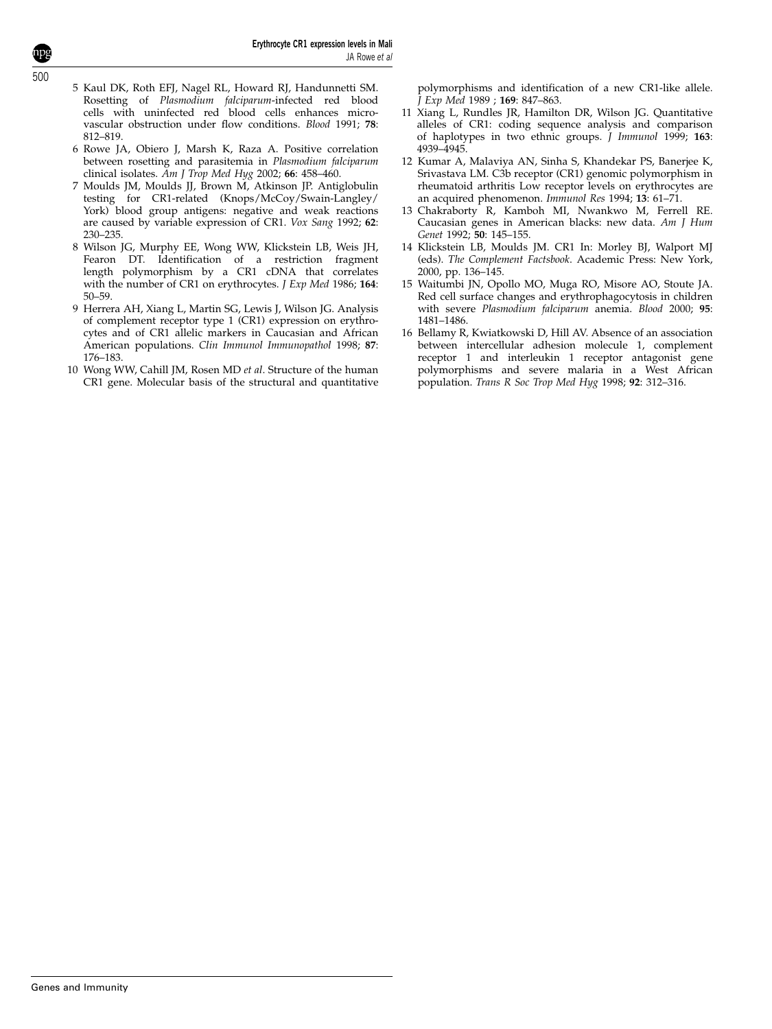5 Kaul DK, Roth EFJ, Nagel RL, Howard RJ, Handunnetti SM. Rosetting of *Plasmodium falciparum*-infected red blood cells with uninfected red blood cells enhances microvascular obstruction under flow conditions. *Blood* 1991; **78**: 812–819.

6 Rowe JA, Obiero J, Marsh K, Raza A. Positive correlation between rosetting and parasitemia in *Plasmodium falciparum* clinical isolates. *Am J Trop Med Hyg* 2002; **66**: 458–460.

7 Moulds JM, Moulds JJ, Brown M, Atkinson JP. Antiglobulin testing for CR1-related (Knops/McCoy/Swain-Langley/York) blood group antigens: negative and weak reactions are caused by variable expression of CR1. *Vox Sang* 1992; **62**: 230–235.

8 Wilson JG, Murphy EE, Wong WW, Klickstein LB, Weis JH, Fearon DT. Identification of a restriction fragment length polymorphism by a CR1 cDNA that correlates with the number of CR1 on erythrocytes. *J Exp Med* 1986; **164**: 50–59.

9 Herrera AH, Xiang L, Martin SG, Lewis J, Wilson JG. Analysis of complement receptor type 1 (CR1) expression on erythrocytes and of CR1 allelic markers in Caucasian and African American populations. *Clin Immunol Immunopathol* 1998; **87**: 176–183.

10 Wong WW, Cahill JM, Rosen MD *et al*. Structure of the human CR1 gene. Molecular basis of the structural and quantitative polymorphisms and identification of a new CR1-like allele. *J Exp Med* 1989 ; **169**: 847–863.

11 Xiang L, Rundles JR, Hamilton DR, Wilson JG. Quantitative alleles of CR1: coding sequence analysis and comparison of haplotypes in two ethnic groups. *J Immunol* 1999; **163**: 4939–4945.

12 Kumar A, Malaviya AN, Sinha S, Khandekar PS, Banerjee K, Srivastava LM. C3b receptor (CR1) genomic polymorphism in rheumatoid arthritis Low receptor levels on erythrocytes are an acquired phenomenon. *Immunol Res* 1994; **13**: 61–71.

13 Chakraborty R, Kamboh MI, Nwankwo M, Ferrell RE. Caucasian genes in American blacks: new data. *Am J Hum Genet* 1992; **50**: 145–155.

14 Klickstein LB, Moulds JM. CR1 In: Morley BJ, Walport MJ (eds). *The Complement Factsbook*. Academic Press: New York, 2000, pp. 136–145.

15 Waitumbi JN, Opollo MO, Muga RO, Misore AO, Stoute JA. Red cell surface changes and erythrophagocytosis in children with severe *Plasmodium falciparum* anemia. *Blood* 2000; **95**: 1481–1486.

16 Bellamy R, Kwiatkowski D, Hill AV. Absence of an association between intercellular adhesion molecule 1, complement receptor 1 and interleukin 1 receptor antagonist gene polymorphisms and severe malaria in a West African population. *Trans R Soc Trop Med Hyg* 1998; **92**: 312–316.